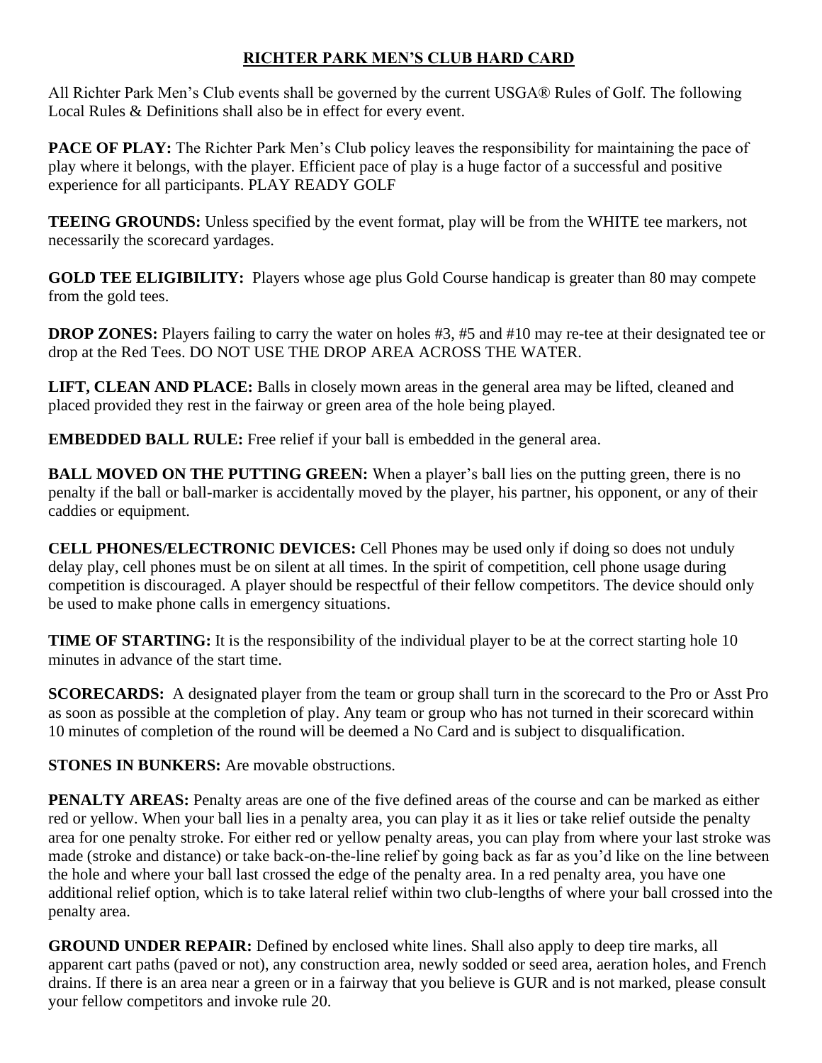# RICHTER PARK MEN'S CLUB HARD CARD

All Richter Park Men's Club events shall be governed by the current USGA® Rules of Golf. The following Local Rules & Definitions shall also be in effect for every event.

**PACE OF PLAY:** The Richter Park Men's Club policy leaves the responsibility for maintaining the pace of play where it belongs, with the player. Efficient pace of play is a huge factor of a successful and positive experience for all participants. PLAY READY GOLF

**TEEING GROUNDS:** Unless specified by the event format, play will be from the WHITE tee markers, not necessarily the scorecard yardages.

**GOLD TEE ELIGIBILITY:** Players whose age plus Gold Course handicap is greater than 80 may compete from the gold tees.

**DROP ZONES:** Players failing to carry the water on holes #3, #5 and #10 may re-tee at their designated tee or drop at the Red Tees. DO NOT USE THE DROP AREA ACROSS THE WATER.

**LIFT, CLEAN AND PLACE:** Balls in closely mown areas in the general area may be lifted, cleaned and placed provided they rest in the fairway or green area of the hole being played.

**EMBEDDED BALL RULE:** Free relief if your ball is embedded in the general area.

**BALL MOVED ON THE PUTTING GREEN:** When a player's ball lies on the putting green, there is no penalty if the ball or ball-marker is accidentally moved by the player, his partner, his opponent, or any of their caddies or equipment.

**CELL PHONES/ELECTRONIC DEVICES:** Cell Phones may be used only if doing so does not unduly delay play, cell phones must be on silent at all times. In the spirit of competition, cell phone usage during competition is discouraged. A player should be respectful of their fellow competitors. The device should only be used to make phone calls in emergency situations.

**TIME OF STARTING:** It is the responsibility of the individual player to be at the correct starting hole 10 minutes in advance of the start time.

**SCORECARDS:** A designated player from the team or group shall turn in the scorecard to the Pro or Asst Pro as soon as possible at the completion of play. Any team or group who has not turned in their scorecard within 10 minutes of completion of the round will be deemed a No Card and is subject to disqualification.

**STONES IN BUNKERS:** Are movable obstructions.

**PENALTY AREAS:** Penalty areas are one of the five defined areas of the course and can be marked as either red or yellow. When your ball lies in a penalty area, you can play it as it lies or take relief outside the penalty area for one penalty stroke. For either red or yellow penalty areas, you can play from where your last stroke was made (stroke and distance) or take back-on-the-line relief by going back as far as you'd like on the line between the hole and where your ball last crossed the edge of the penalty area. In a red penalty area, you have one additional relief option, which is to take lateral relief within two club-lengths of where your ball crossed into the penalty area.

**GROUND UNDER REPAIR:** Defined by enclosed white lines. Shall also apply to deep tire marks, all apparent cart paths (paved or not), any construction area, newly sodded or seed area, aeration holes, and French drains. If there is an area near a green or in a fairway that you believe is GUR and is not marked, please consult your fellow competitors and invoke rule 20.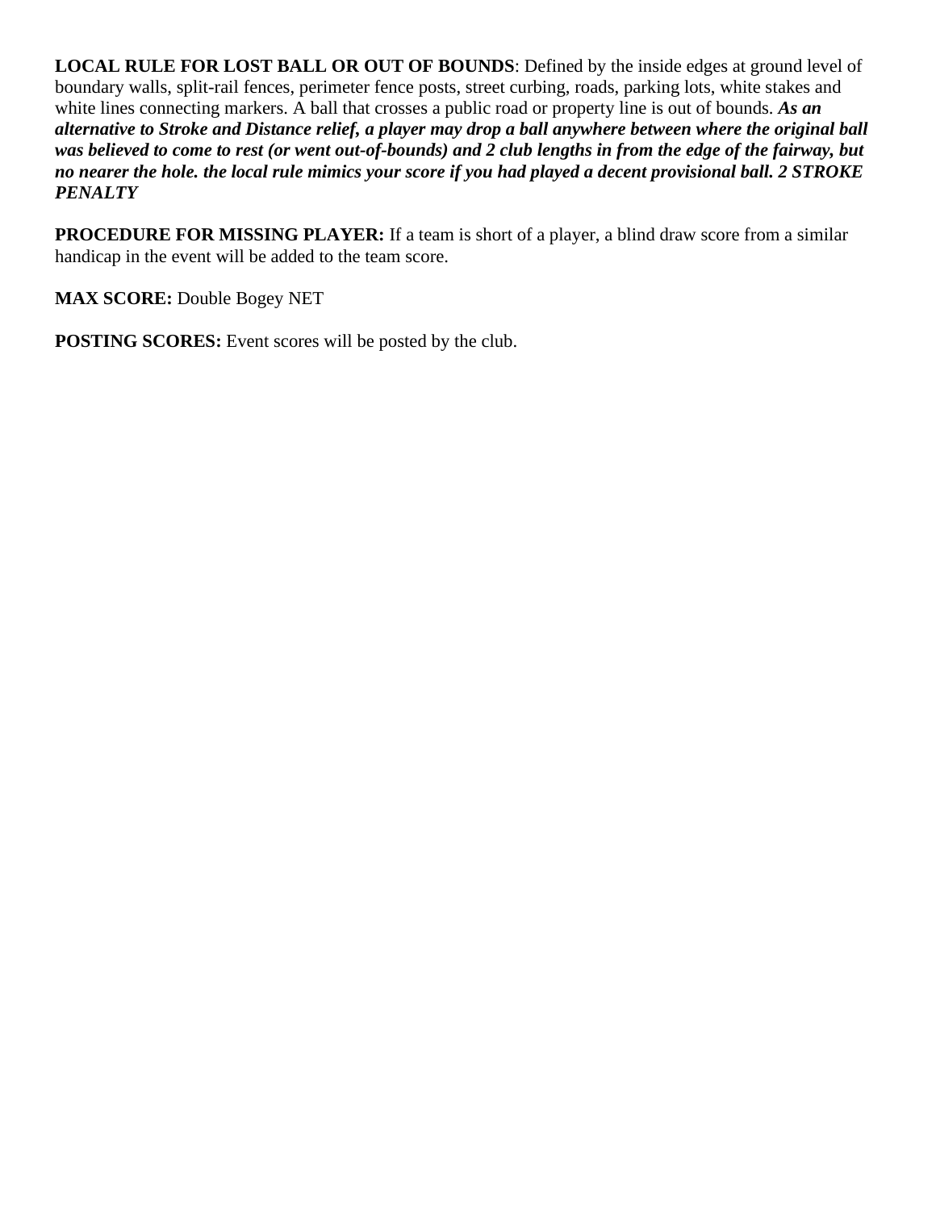**LOCAL RULE FOR LOST BALL OR OUT OF BOUNDS**: Defined by the inside edges at ground level of boundary walls, split-rail fences, perimeter fence posts, street curbing, roads, parking lots, white stakes and white lines connecting markers. A ball that crosses a public road or property line is out of bounds. ***As an alternative to Stroke and Distance relief, a player may drop a ball anywhere between where the original ball was believed to come to rest (or went out-of-bounds) and 2 club lengths in from the edge of the fairway, but no nearer the hole. the local rule mimics your score if you had played a decent provisional ball. 2 STROKE PENALTY***

**PROCEDURE FOR MISSING PLAYER:** If a team is short of a player, a blind draw score from a similar handicap in the event will be added to the team score.

**MAX SCORE:** Double Bogey NET

**POSTING SCORES:** Event scores will be posted by the club.